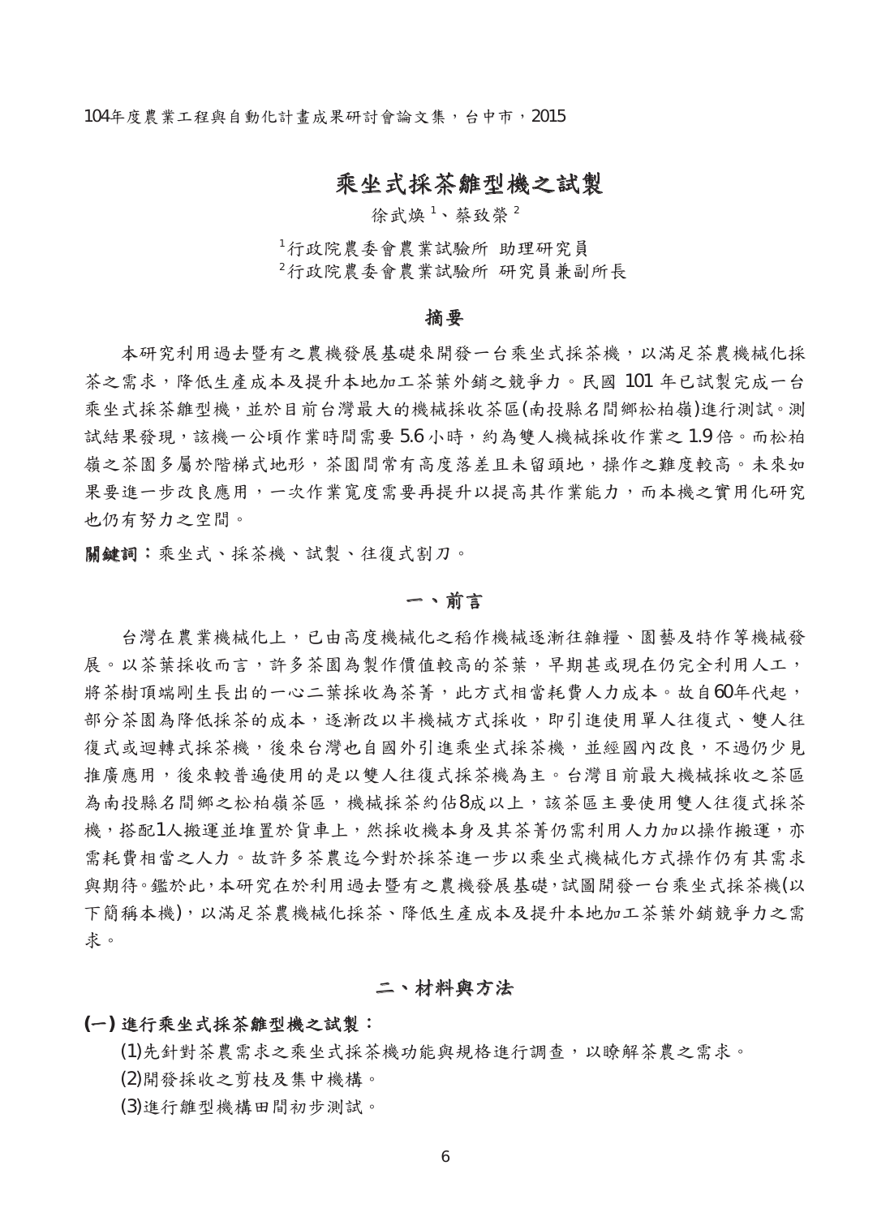# 乘坐式採茶雛型機之試製

徐武煥[1]、蔡致榮[2]

[1]行政院農委會農業試驗所 助理研究員
[2]行政院農委會農業試驗所 研究員兼副所長

## 摘要

本研究利用過去暨有之農機發展基礎來開發一台乘坐式採茶機，以滿足茶農機械化採茶之需求，降低生產成本及提升本地加工茶葉外銷之競爭力。民國 101 年已試製完成一台乘坐式採茶雛型機，並於目前台灣最大的機械採收茶區(南投縣名間鄉松柏嶺)進行測試。測試結果發現，該機一公頃作業時間需要 5.6 小時，約為雙人機械採收作業之 1.9 倍。而松柏嶺之茶園多屬於階梯式地形，茶園間常有高度落差且未留頭地，操作之難度較高。未來如果要進一步改良應用，一次作業寬度需要再提升以提高其作業能力，而本機之實用化研究也仍有努力之空間。

**關鍵詞：**乘坐式、採茶機、試製、往復式割刀。

## 一、前言

台灣在農業機械化上，已由高度機械化之稻作機械逐漸往雜糧、園藝及特作等機械發展。以茶葉採收而言，許多茶園為製作價值較高的茶葉，早期甚或現在仍完全利用人工，將茶樹頂端剛生長出的一心二葉採收為茶菁，此方式相當耗費人力成本。故自60年代起，部分茶園為降低採茶的成本，逐漸改以半機械方式採收，即引進使用單人往復式、雙人往復式或迴轉式採茶機，後來台灣也自國外引進乘坐式採茶機，並經國內改良，不過仍少見推廣應用，後來較普遍使用的是以雙人往復式採茶機為主。台灣目前最大機械採收之茶區為南投縣名間鄉之松柏嶺茶區，機械採茶約佔8成以上，該茶區主要使用雙人往復式採茶機，搭配1人搬運並堆置於貨車上，然採收機本身及其茶菁仍需利用人力加以操作搬運，亦需耗費相當之人力。故許多茶農迄今對於採茶進一步以乘坐式機械化方式操作仍有其需求與期待。鑑於此，本研究在於利用過去暨有之農機發展基礎，試圖開發一台乘坐式採茶機(以下簡稱本機)，以滿足茶農機械化採茶、降低生產成本及提升本地加工茶葉外銷競爭力之需求。

## 二、材料與方法

**(一) 進行乘坐式採茶雛型機之試製：**

(1)先針對茶農需求之乘坐式採茶機功能與規格進行調查，以瞭解茶農之需求。

(2)開發採收之剪枝及集中機構。

(3)進行雛型機構田間初步測試。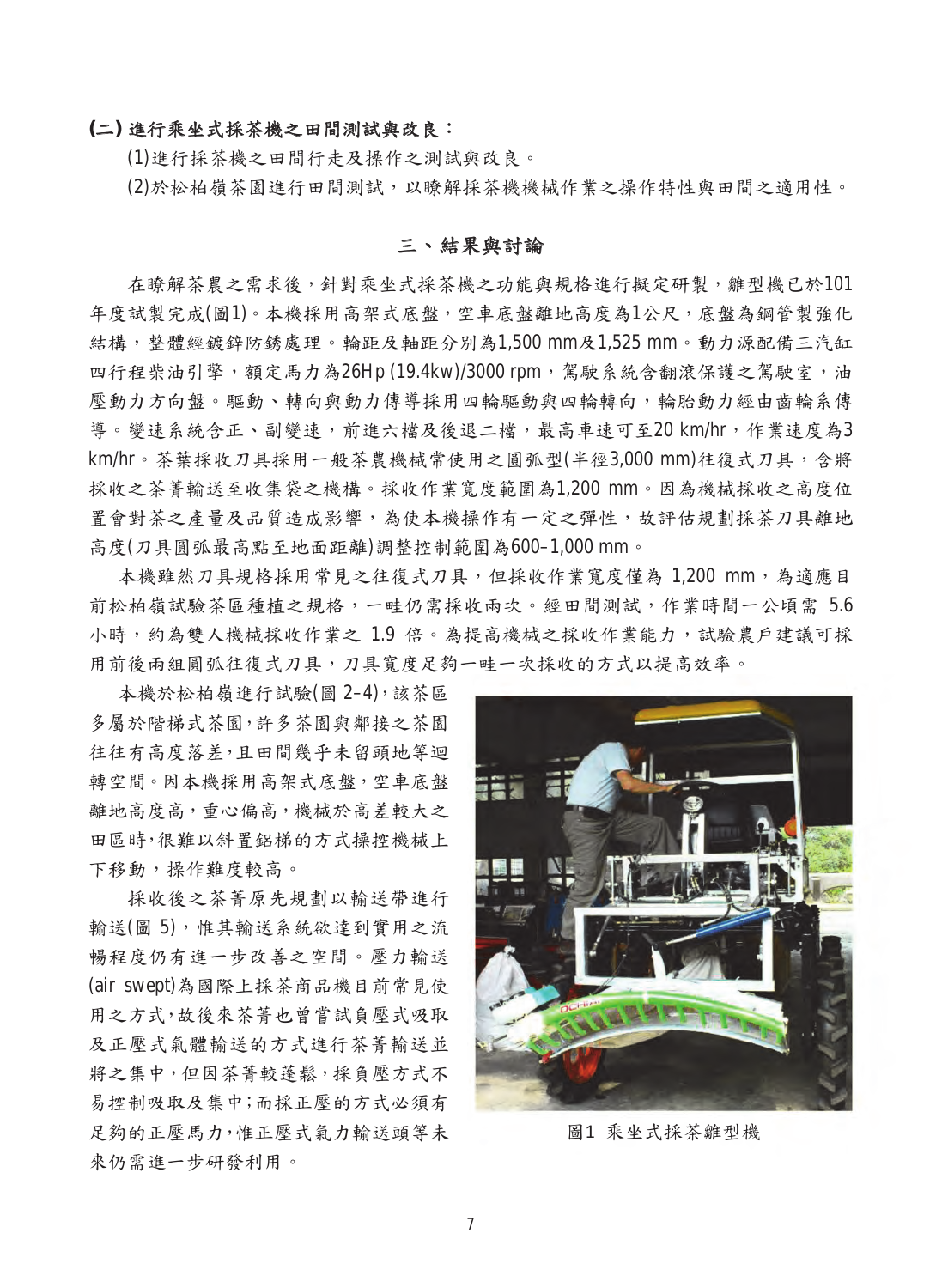**(二) 進行乘坐式採茶機之田間測試與改良：**

(1)進行採茶機之田間行走及操作之測試與改良。

(2)於松柏嶺茶園進行田間測試，以瞭解採茶機機械作業之操作特性與田間之適用性。

## 三、結果與討論

在瞭解茶農之需求後，針對乘坐式採茶機之功能與規格進行擬定研製，雛型機已於101年度試製完成(圖1)。本機採用高架式底盤，空車底盤離地高度為1公尺，底盤為鋼管製強化結構，整體經鍍鋅防銹處理。輪距及軸距分別為1,500 mm及1,525 mm。動力源配備三汽缸四行程柴油引擎，額定馬力為26Hp (19.4kw)/3000 rpm，駕駛系統含翻滾保護之駕駛室，油壓動力方向盤。驅動、轉向與動力傳導採用四輪驅動與四輪轉向，輪胎動力經由齒輪系傳導。變速系統含正、副變速，前進六檔及後退二檔，最高車速可至20 km/hr，作業速度為3 km/hr。茶葉採收刀具採用一般茶農機械常使用之圓弧型(半徑3,000 mm)往復式刀具，含將採收之茶菁輸送至收集袋之機構。採收作業寬度範圍為1,200 mm。因為機械採收之高度位置會對茶之產量及品質造成影響，為使本機操作有一定之彈性，故評估規劃採茶刀具離地高度(刀具圓弧最高點至地面距離)調整控制範圍為600–1,000 mm。

本機雖然刀具規格採用常見之往復式刀具，但採收作業寬度僅為 1,200 mm，為適應目前松柏嶺試驗茶區種植之規格，一畦仍需採收兩次。經田間測試，作業時間一公頃需 5.6 小時，約為雙人機械採收作業之 1.9 倍。為提高機械之採收作業能力，試驗農戶建議可採用前後兩組圓弧往復式刀具，刀具寬度足夠一畦一次採收的方式以提高效率。

本機於松柏嶺進行試驗(圖 2–4)，該茶區多屬於階梯式茶園，許多茶園與鄰接之茶園往往有高度落差，且田間幾乎未留頭地等迴轉空間。因本機採用高架式底盤，空車底盤離地高度高，重心偏高，機械於高差較大之田區時，很難以斜置鋁梯的方式操控機械上下移動，操作難度較高。

採收後之茶菁原先規劃以輸送帶進行輸送(圖 5)，惟其輸送系統欲達到實用之流暢程度仍有進一步改善之空間。壓力輸送(air swept)為國際上採茶商品機目前常見使用之方式，故後來茶菁也曾嘗試負壓式吸取及正壓式氣體輸送的方式進行茶菁輸送並將之集中，但因茶菁較蓬鬆，採負壓方式不易控制吸取及集中；而採正壓的方式必須有足夠的正壓馬力，惟正壓式氣力輸送頭等未來仍需進一步研發利用。

圖1 乘坐式採茶雛型機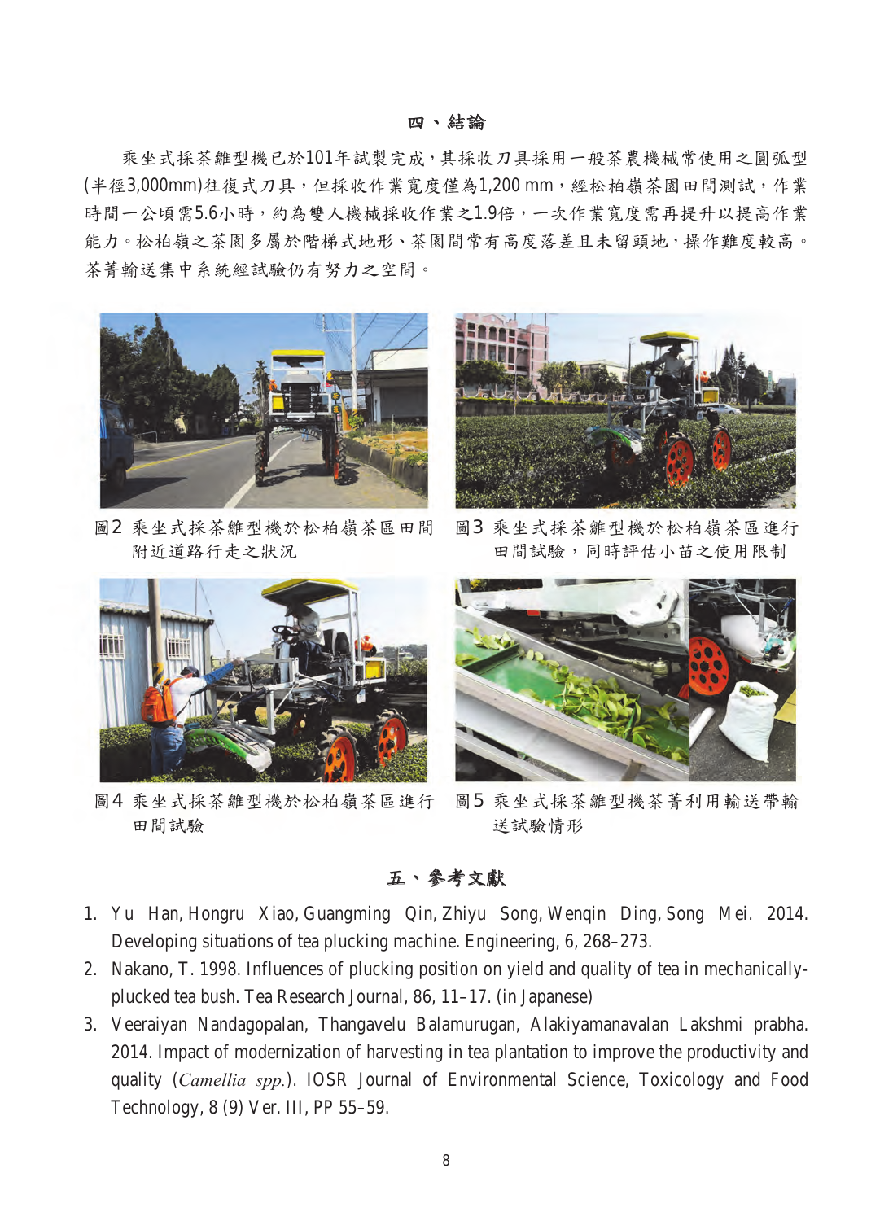## 四、結論

乘坐式採茶雛型機已於101年試製完成，其採收刀具採用一般茶農機械常使用之圓弧型(半徑3,000mm)往復式刀具，但採收作業寬度僅為1,200 mm，經松柏嶺茶園田間測試，作業時間一公頃需5.6小時，約為雙人機械採收作業之1.9倍，一次作業寬度需再提升以提高作業能力。松柏嶺之茶園多屬於階梯式地形、茶園間常有高度落差且未留頭地，操作難度較高。茶菁輸送集中系統經試驗仍有努力之空間。

圖2 乘坐式採茶雛型機於松柏嶺茶區田間附近道路行走之狀況

圖3 乘坐式採茶雛型機於松柏嶺茶區進行田間試驗，同時評估小苗之使用限制

圖4 乘坐式採茶雛型機於松柏嶺茶區進行田間試驗

圖5 乘坐式採茶雛型機茶菁利用輸送帶輸送試驗情形

## 五、參考文獻

1. Yu Han, Hongru Xiao, Guangming Qin, Zhiyu Song, Wenqin Ding, Song Mei. 2014. Developing situations of tea plucking machine. Engineering, 6, 268–273.
2. Nakano, T. 1998. Influences of plucking position on yield and quality of tea in mechanically-plucked tea bush. Tea Research Journal, 86, 11–17. (in Japanese)
3. Veeraiyan Nandagopalan, Thangavelu Balamurugan, Alakiyamanavalan Lakshmi prabha. 2014. Impact of modernization of harvesting in tea plantation to improve the productivity and quality (*Camellia spp.*). IOSR Journal of Environmental Science, Toxicology and Food Technology, 8 (9) Ver. III, PP 55–59.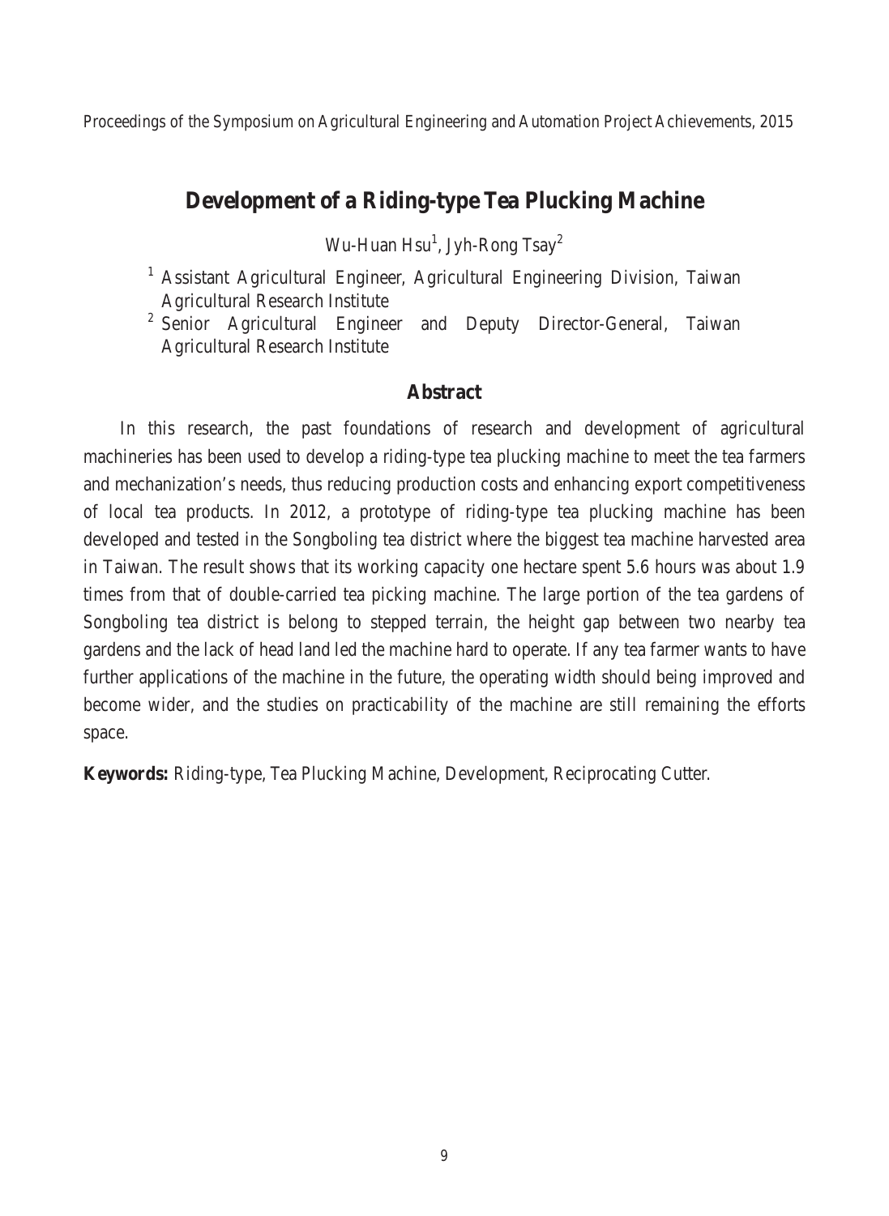Proceedings of the Symposium on Agricultural Engineering and Automation Project Achievements, 2015

# Development of a Riding-type Tea Plucking Machine

Wu-Huan Hsu[1], Jyh-Rong Tsay[2]

[1] Assistant Agricultural Engineer, Agricultural Engineering Division, Taiwan Agricultural Research Institute

[2] Senior Agricultural Engineer and Deputy Director-General, Taiwan Agricultural Research Institute

## Abstract

In this research, the past foundations of research and development of agricultural machineries has been used to develop a riding-type tea plucking machine to meet the tea farmers and mechanization's needs, thus reducing production costs and enhancing export competitiveness of local tea products. In 2012, a prototype of riding-type tea plucking machine has been developed and tested in the Songboling tea district where the biggest tea machine harvested area in Taiwan. The result shows that its working capacity one hectare spent 5.6 hours was about 1.9 times from that of double-carried tea picking machine. The large portion of the tea gardens of Songboling tea district is belong to stepped terrain, the height gap between two nearby tea gardens and the lack of head land led the machine hard to operate. If any tea farmer wants to have further applications of the machine in the future, the operating width should being improved and become wider, and the studies on practicability of the machine are still remaining the efforts space.

**Keywords:** Riding-type, Tea Plucking Machine, Development, Reciprocating Cutter.